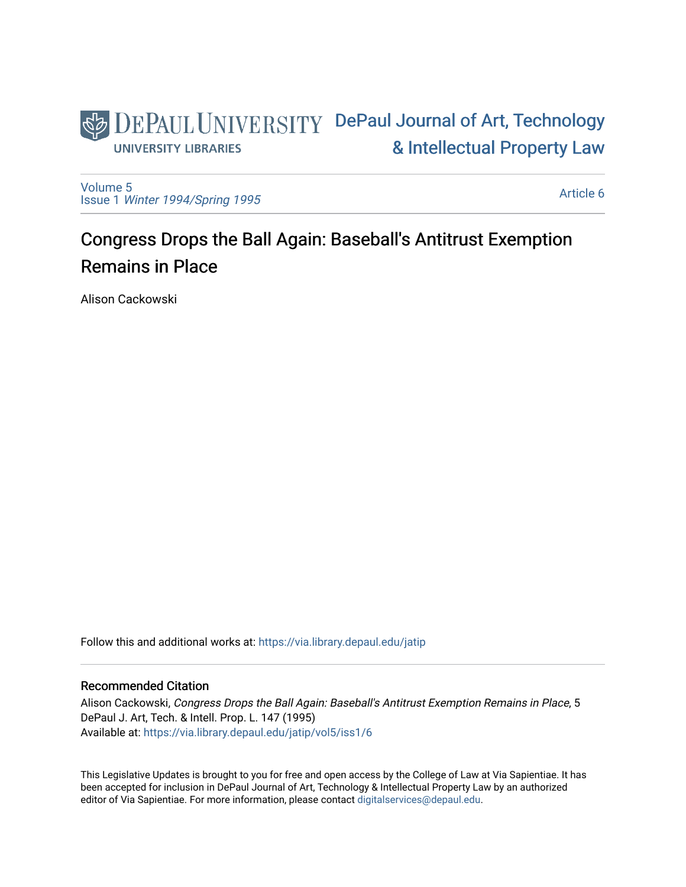DePaul University
UNIVERSITY LIBRARIES

DePaul Journal of Art, Technology & Intellectual Property Law

Volume 5
Issue 1 *Winter 1994/Spring 1995*

Article 6

# Congress Drops the Ball Again: Baseball's Antitrust Exemption Remains in Place

Alison Cackowski

Follow this and additional works at: https://via.library.depaul.edu/jatip

## Recommended Citation

Alison Cackowski, *Congress Drops the Ball Again: Baseball's Antitrust Exemption Remains in Place*, 5 DePaul J. Art, Tech. & Intell. Prop. L. 147 (1995)
Available at: https://via.library.depaul.edu/jatip/vol5/iss1/6

This Legislative Updates is brought to you for free and open access by the College of Law at Via Sapientiae. It has been accepted for inclusion in DePaul Journal of Art, Technology & Intellectual Property Law by an authorized editor of Via Sapientiae. For more information, please contact digitalservices@depaul.edu.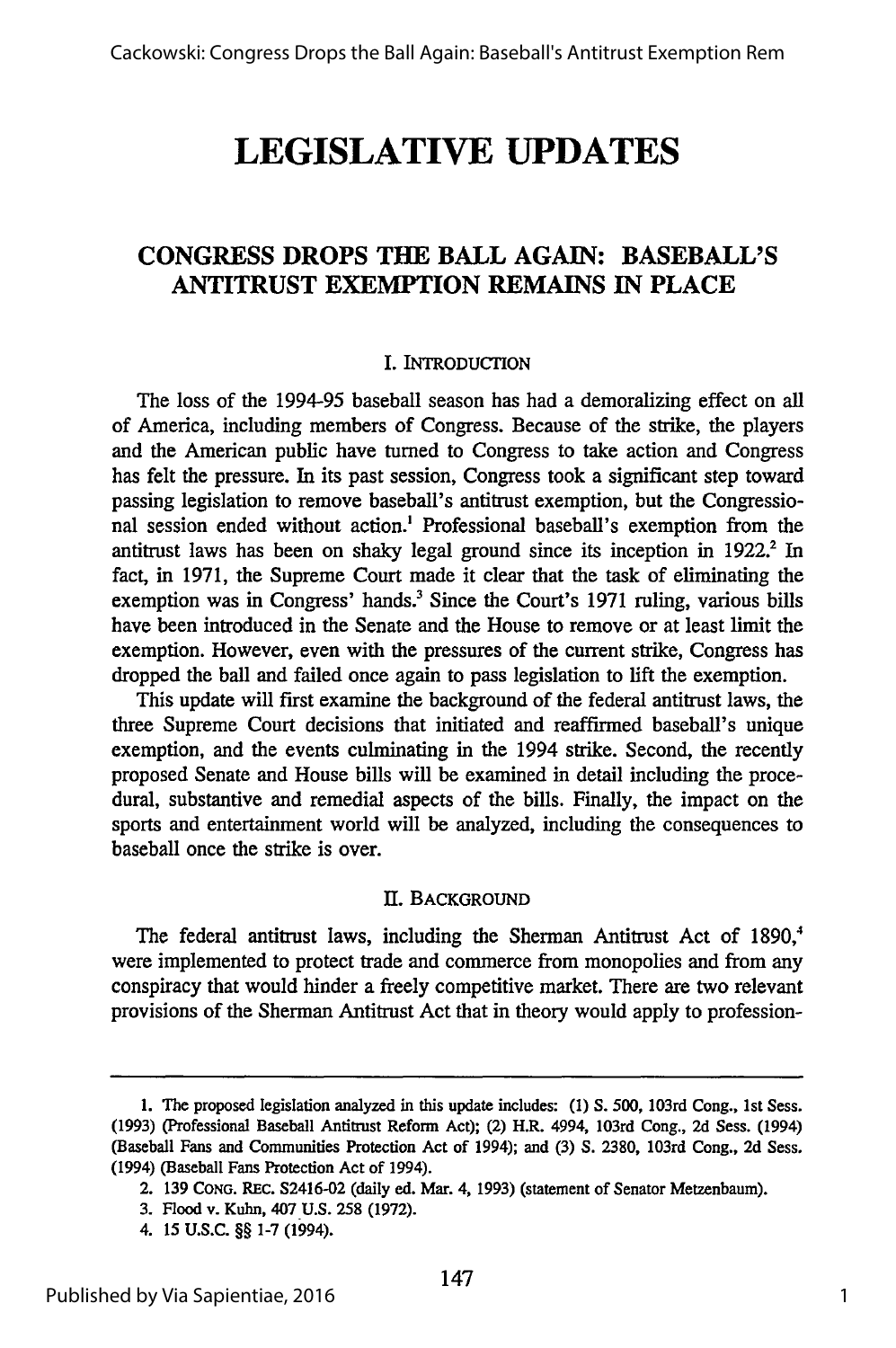# LEGISLATIVE UPDATES

## CONGRESS DROPS THE BALL AGAIN: BASEBALL'S ANTITRUST EXEMPTION REMAINS IN PLACE

### I. INTRODUCTION

The loss of the 1994-95 baseball season has had a demoralizing effect on all of America, including members of Congress. Because of the strike, the players and the American public have turned to Congress to take action and Congress has felt the pressure. In its past session, Congress took a significant step toward passing legislation to remove baseball's antitrust exemption, but the Congressional session ended without action.[1] Professional baseball's exemption from the antitrust laws has been on shaky legal ground since its inception in 1922.[2] In fact, in 1971, the Supreme Court made it clear that the task of eliminating the exemption was in Congress' hands.[3] Since the Court's 1971 ruling, various bills have been introduced in the Senate and the House to remove or at least limit the exemption. However, even with the pressures of the current strike, Congress has dropped the ball and failed once again to pass legislation to lift the exemption.

This update will first examine the background of the federal antitrust laws, the three Supreme Court decisions that initiated and reaffirmed baseball's unique exemption, and the events culminating in the 1994 strike. Second, the recently proposed Senate and House bills will be examined in detail including the procedural, substantive and remedial aspects of the bills. Finally, the impact on the sports and entertainment world will be analyzed, including the consequences to baseball once the strike is over.

### II. BACKGROUND

The federal antitrust laws, including the Sherman Antitrust Act of 1890,[4] were implemented to protect trade and commerce from monopolies and from any conspiracy that would hinder a freely competitive market. There are two relevant provisions of the Sherman Antitrust Act that in theory would apply to profession-

---

1. The proposed legislation analyzed in this update includes: (1) S. 500, 103rd Cong., 1st Sess. (1993) (Professional Baseball Antitrust Reform Act); (2) H.R. 4994, 103rd Cong., 2d Sess. (1994) (Baseball Fans and Communities Protection Act of 1994); and (3) S. 2380, 103rd Cong., 2d Sess. (1994) (Baseball Fans Protection Act of 1994).

2. 139 CONG. REC. S2416-02 (daily ed. Mar. 4, 1993) (statement of Senator Metzenbaum).

3. Flood v. Kuhn, 407 U.S. 258 (1972).

4. 15 U.S.C. §§ 1-7 (1994).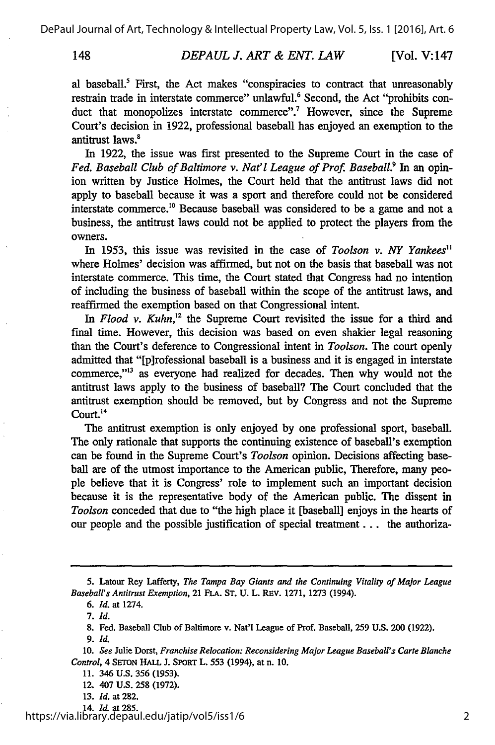al baseball.[5] First, the Act makes "conspiracies to contract that unreasonably restrain trade in interstate commerce" unlawful.[6] Second, the Act "prohibits conduct that monopolizes interstate commerce".[7] However, since the Supreme Court's decision in 1922, professional baseball has enjoyed an exemption to the antitrust laws.[8]

In 1922, the issue was first presented to the Supreme Court in the case of *Fed. Baseball Club of Baltimore v. Nat'l League of Prof. Baseball*.[9] In an opinion written by Justice Holmes, the Court held that the antitrust laws did not apply to baseball because it was a sport and therefore could not be considered interstate commerce.[10] Because baseball was considered to be a game and not a business, the antitrust laws could not be applied to protect the players from the owners.

In 1953, this issue was revisited in the case of *Toolson v. NY Yankees*[11] where Holmes' decision was affirmed, but not on the basis that baseball was not interstate commerce. This time, the Court stated that Congress had no intention of including the business of baseball within the scope of the antitrust laws, and reaffirmed the exemption based on that Congressional intent.

In *Flood v. Kuhn*,[12] the Supreme Court revisited the issue for a third and final time. However, this decision was based on even shakier legal reasoning than the Court's deference to Congressional intent in *Toolson*. The court openly admitted that "[p]rofessional baseball is a business and it is engaged in interstate commerce,"[13] as everyone had realized for decades. Then why would not the antitrust laws apply to the business of baseball? The Court concluded that the antitrust exemption should be removed, but by Congress and not the Supreme Court.[14]

The antitrust exemption is only enjoyed by one professional sport, baseball. The only rationale that supports the continuing existence of baseball's exemption can be found in the Supreme Court's *Toolson* opinion. Decisions affecting baseball are of the utmost importance to the American public, Therefore, many people believe that it is Congress' role to implement such an important decision because it is the representative body of the American public. The dissent in *Toolson* conceded that due to "the high place it [baseball] enjoys in the hearts of our people and the possible justification of special treatment . . . the authoriza-

---

5. Latour Rey Lafferty, *The Tampa Bay Giants and the Continuing Vitality of Major League Baseball's Antitrust Exemption*, 21 FLA. ST. U. L. REV. 1271, 1273 (1994).

6. *Id.* at 1274.

7. *Id.*

8. Fed. Baseball Club of Baltimore v. Nat'l League of Prof. Baseball, 259 U.S. 200 (1922).

9. *Id.*

10. *See* Julie Dorst, *Franchise Relocation: Reconsidering Major League Baseball's Carte Blanche Control*, 4 SETON HALL J. SPORT L. 553 (1994), at n. 10.

11. 346 U.S. 356 (1953).

12. 407 U.S. 258 (1972).

13. *Id.* at 282.

14. *Id.* at 285.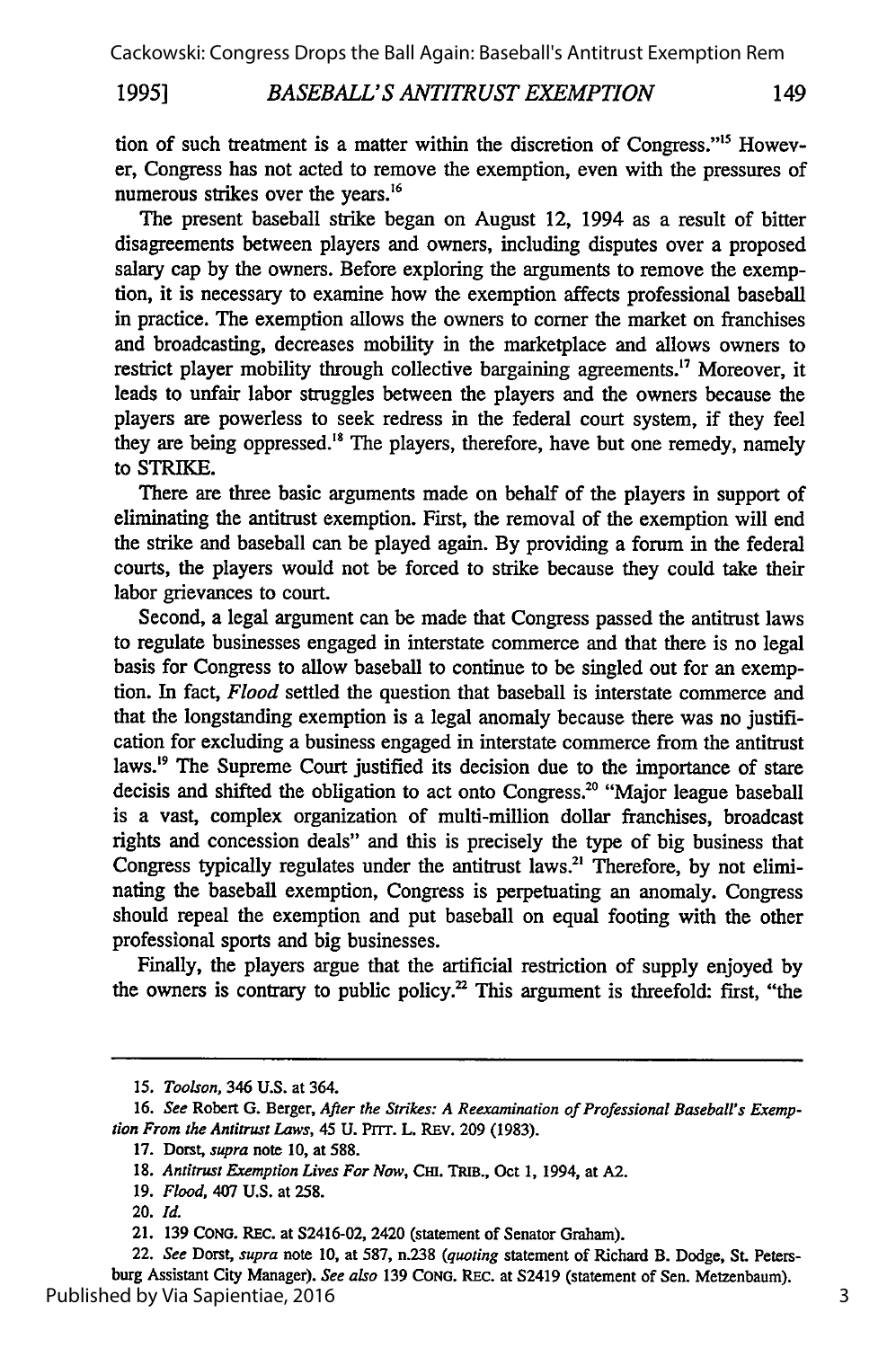tion of such treatment is a matter within the discretion of Congress."[15] However, Congress has not acted to remove the exemption, even with the pressures of numerous strikes over the years.[16]

The present baseball strike began on August 12, 1994 as a result of bitter disagreements between players and owners, including disputes over a proposed salary cap by the owners. Before exploring the arguments to remove the exemption, it is necessary to examine how the exemption affects professional baseball in practice. The exemption allows the owners to corner the market on franchises and broadcasting, decreases mobility in the marketplace and allows owners to restrict player mobility through collective bargaining agreements.[17] Moreover, it leads to unfair labor struggles between the players and the owners because the players are powerless to seek redress in the federal court system, if they feel they are being oppressed.[18] The players, therefore, have but one remedy, namely to STRIKE.

There are three basic arguments made on behalf of the players in support of eliminating the antitrust exemption. First, the removal of the exemption will end the strike and baseball can be played again. By providing a forum in the federal courts, the players would not be forced to strike because they could take their labor grievances to court.

Second, a legal argument can be made that Congress passed the antitrust laws to regulate businesses engaged in interstate commerce and that there is no legal basis for Congress to allow baseball to continue to be singled out for an exemption. In fact, *Flood* settled the question that baseball is interstate commerce and that the longstanding exemption is a legal anomaly because there was no justification for excluding a business engaged in interstate commerce from the antitrust laws.[19] The Supreme Court justified its decision due to the importance of stare decisis and shifted the obligation to act onto Congress.[20] "Major league baseball is a vast, complex organization of multi-million dollar franchises, broadcast rights and concession deals" and this is precisely the type of big business that Congress typically regulates under the antitrust laws.[21] Therefore, by not eliminating the baseball exemption, Congress is perpetuating an anomaly. Congress should repeal the exemption and put baseball on equal footing with the other professional sports and big businesses.

Finally, the players argue that the artificial restriction of supply enjoyed by the owners is contrary to public policy.[22] This argument is threefold: first, "the

---

15. *Toolson*, 346 U.S. at 364.

16. *See* Robert G. Berger, *After the Strikes: A Reexamination of Professional Baseball's Exemption From the Antitrust Laws*, 45 U. PITT. L. REV. 209 (1983).

17. Dorst, *supra* note 10, at 588.

18. *Antitrust Exemption Lives For Now*, CHI. TRIB., Oct 1, 1994, at A2.

19. *Flood*, 407 U.S. at 258.

20. *Id.*

21. 139 CONG. REC. at S2416-02, 2420 (statement of Senator Graham).

22. *See* Dorst, *supra* note 10, at 587, n.238 (*quoting* statement of Richard B. Dodge, St. Petersburg Assistant City Manager). *See also* 139 CONG. REC. at S2419 (statement of Sen. Metzenbaum).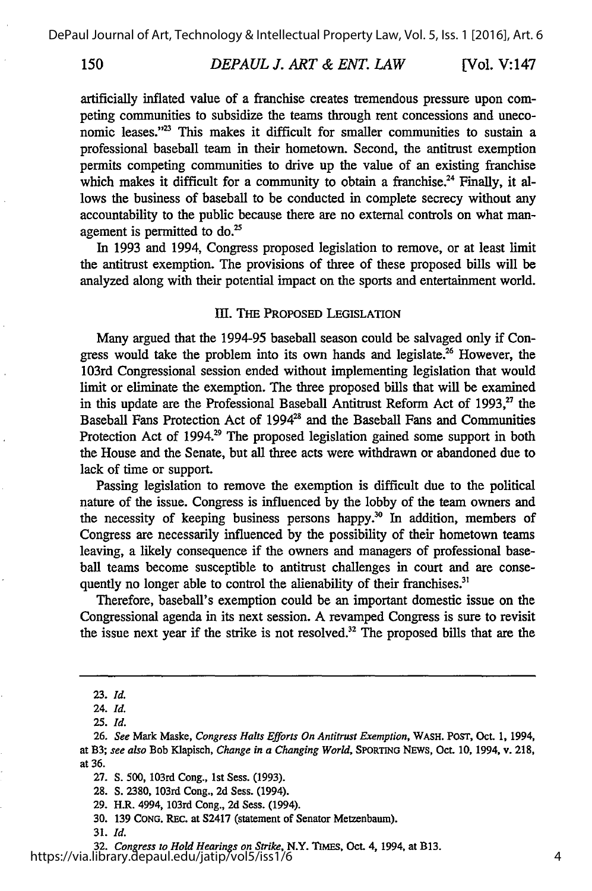artificially inflated value of a franchise creates tremendous pressure upon competing communities to subsidize the teams through rent concessions and uneconomic leases."[23] This makes it difficult for smaller communities to sustain a professional baseball team in their hometown. Second, the antitrust exemption permits competing communities to drive up the value of an existing franchise which makes it difficult for a community to obtain a franchise.[24] Finally, it allows the business of baseball to be conducted in complete secrecy without any accountability to the public because there are no external controls on what management is permitted to do.[25]

In 1993 and 1994, Congress proposed legislation to remove, or at least limit the antitrust exemption. The provisions of three of these proposed bills will be analyzed along with their potential impact on the sports and entertainment world.

## III. The Proposed Legislation

Many argued that the 1994-95 baseball season could be salvaged only if Congress would take the problem into its own hands and legislate.[26] However, the 103rd Congressional session ended without implementing legislation that would limit or eliminate the exemption. The three proposed bills that will be examined in this update are the Professional Baseball Antitrust Reform Act of 1993,[27] the Baseball Fans Protection Act of 1994[28] and the Baseball Fans and Communities Protection Act of 1994.[29] The proposed legislation gained some support in both the House and the Senate, but all three acts were withdrawn or abandoned due to lack of time or support.

Passing legislation to remove the exemption is difficult due to the political nature of the issue. Congress is influenced by the lobby of the team owners and the necessity of keeping business persons happy.[30] In addition, members of Congress are necessarily influenced by the possibility of their hometown teams leaving, a likely consequence if the owners and managers of professional baseball teams become susceptible to antitrust challenges in court and are consequently no longer able to control the alienability of their franchises.[31]

Therefore, baseball's exemption could be an important domestic issue on the Congressional agenda in its next session. A revamped Congress is sure to revisit the issue next year if the strike is not resolved.[32] The proposed bills that are the

---

23. *Id.*

24. *Id.*

25. *Id.*

26. *See* Mark Maske, *Congress Halts Efforts On Antitrust Exemption*, WASH. POST, Oct. 1, 1994, at B3; *see also* Bob Klapisch, *Change in a Changing World*, SPORTING NEWS, Oct. 10, 1994, v. 218, at 36.

27. S. 500, 103rd Cong., 1st Sess. (1993).

28. S. 2380, 103rd Cong., 2d Sess. (1994).

29. H.R. 4994, 103rd Cong., 2d Sess. (1994).

30. 139 CONG. REC. at S2417 (statement of Senator Metzenbaum).

31. *Id.*

32. *Congress to Hold Hearings on Strike*, N.Y. TIMES, Oct. 4, 1994, at B13.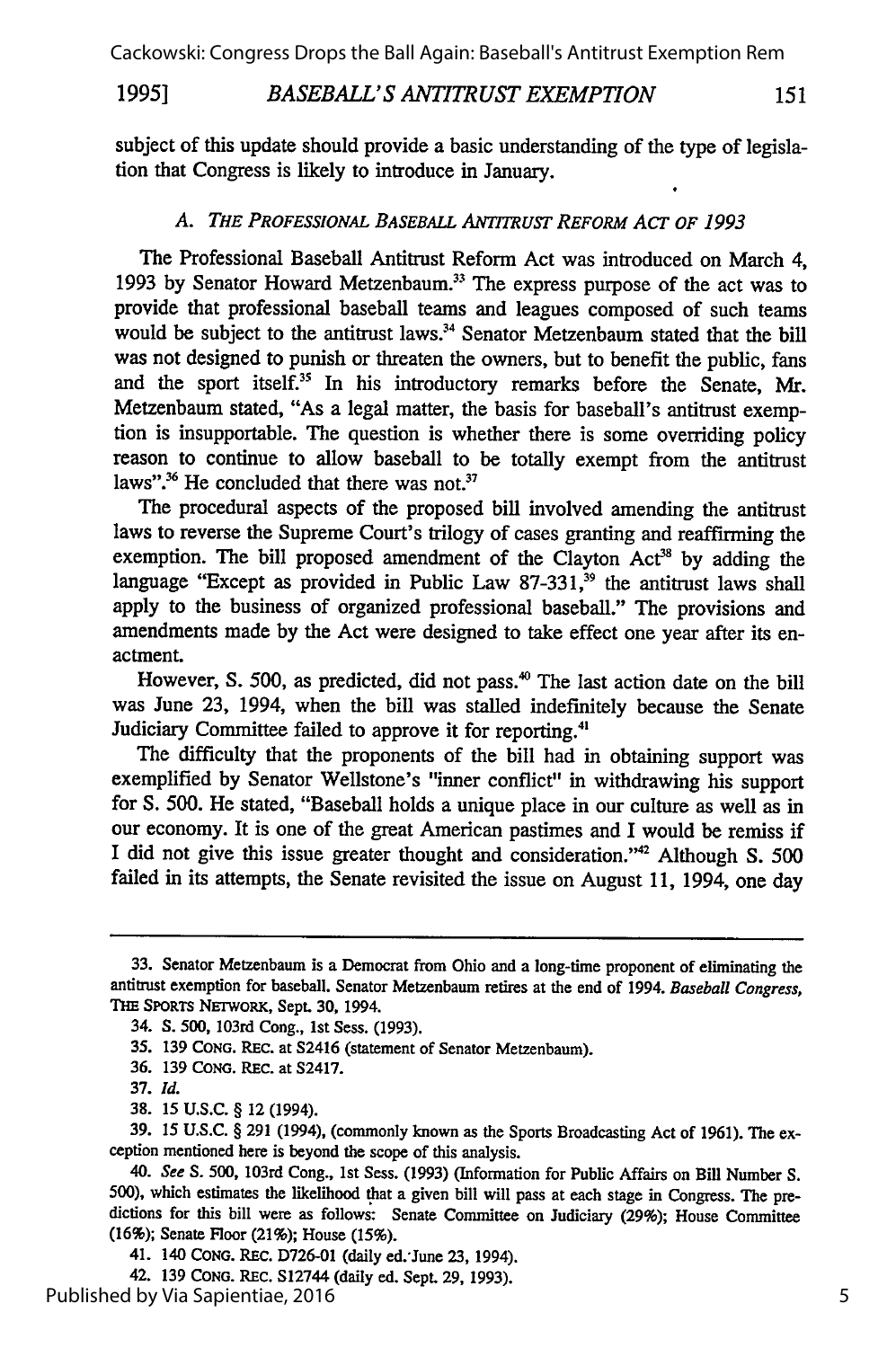subject of this update should provide a basic understanding of the type of legislation that Congress is likely to introduce in January.

### A. *The Professional Baseball Antitrust Reform Act of 1993*

The Professional Baseball Antitrust Reform Act was introduced on March 4, 1993 by Senator Howard Metzenbaum.[33] The express purpose of the act was to provide that professional baseball teams and leagues composed of such teams would be subject to the antitrust laws.[34] Senator Metzenbaum stated that the bill was not designed to punish or threaten the owners, but to benefit the public, fans and the sport itself.[35] In his introductory remarks before the Senate, Mr. Metzenbaum stated, "As a legal matter, the basis for baseball's antitrust exemption is insupportable. The question is whether there is some overriding policy reason to continue to allow baseball to be totally exempt from the antitrust laws".[36] He concluded that there was not.[37]

The procedural aspects of the proposed bill involved amending the antitrust laws to reverse the Supreme Court's trilogy of cases granting and reaffirming the exemption. The bill proposed amendment of the Clayton Act[38] by adding the language "Except as provided in Public Law 87-331,[39] the antitrust laws shall apply to the business of organized professional baseball." The provisions and amendments made by the Act were designed to take effect one year after its enactment.

However, S. 500, as predicted, did not pass.[40] The last action date on the bill was June 23, 1994, when the bill was stalled indefinitely because the Senate Judiciary Committee failed to approve it for reporting.[41]

The difficulty that the proponents of the bill had in obtaining support was exemplified by Senator Wellstone's "inner conflict" in withdrawing his support for S. 500. He stated, "Baseball holds a unique place in our culture as well as in our economy. It is one of the great American pastimes and I would be remiss if I did not give this issue greater thought and consideration."[42] Although S. 500 failed in its attempts, the Senate revisited the issue on August 11, 1994, one day

---

33. Senator Metzenbaum is a Democrat from Ohio and a long-time proponent of eliminating the antitrust exemption for baseball. Senator Metzenbaum retires at the end of 1994. *Baseball Congress*, THE SPORTS NETWORK, Sept. 30, 1994.

34. S. 500, 103rd Cong., 1st Sess. (1993).

35. 139 CONG. REC. at S2416 (statement of Senator Metzenbaum).

36. 139 CONG. REC. at S2417.

37. *Id.*

38. 15 U.S.C. § 12 (1994).

39. 15 U.S.C. § 291 (1994), (commonly known as the Sports Broadcasting Act of 1961). The exception mentioned here is beyond the scope of this analysis.

40. *See* S. 500, 103rd Cong., 1st Sess. (1993) (Information for Public Affairs on Bill Number S. 500), which estimates the likelihood that a given bill will pass at each stage in Congress. The predictions for this bill were as follows: Senate Committee on Judiciary (29%); House Committee (16%); Senate Floor (21%); House (15%).

41. 140 CONG. REC. D726-01 (daily ed. June 23, 1994).

42. 139 CONG. REC. S12744 (daily ed. Sept. 29, 1993).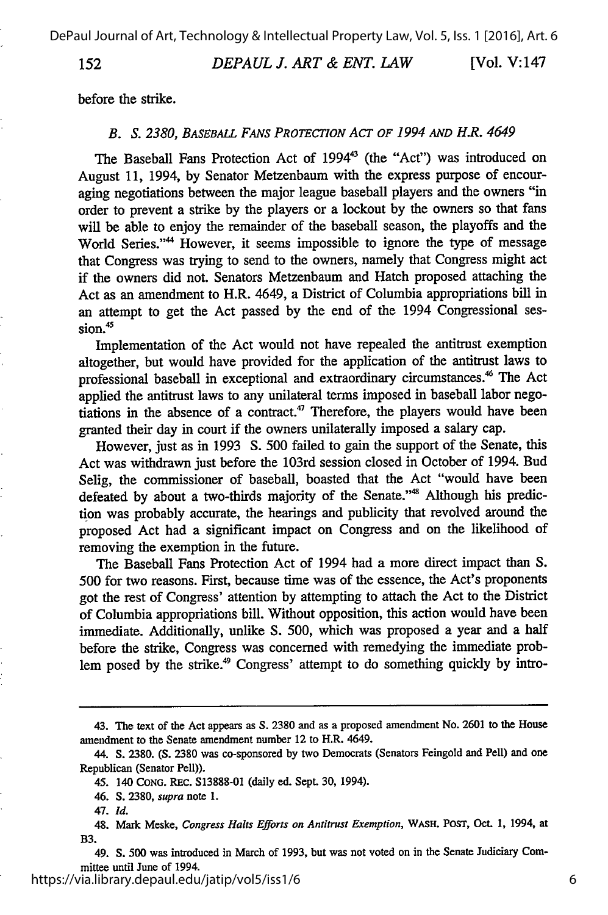before the strike.

### B. S. 2380, *Baseball Fans Protection Act of 1994 and H.R. 4649*

The Baseball Fans Protection Act of 1994[43] (the "Act") was introduced on August 11, 1994, by Senator Metzenbaum with the express purpose of encouraging negotiations between the major league baseball players and the owners "in order to prevent a strike by the players or a lockout by the owners so that fans will be able to enjoy the remainder of the baseball season, the playoffs and the World Series."[44] However, it seems impossible to ignore the type of message that Congress was trying to send to the owners, namely that Congress might act if the owners did not. Senators Metzenbaum and Hatch proposed attaching the Act as an amendment to H.R. 4649, a District of Columbia appropriations bill in an attempt to get the Act passed by the end of the 1994 Congressional session.[45]

Implementation of the Act would not have repealed the antitrust exemption altogether, but would have provided for the application of the antitrust laws to professional baseball in exceptional and extraordinary circumstances.[46] The Act applied the antitrust laws to any unilateral terms imposed in baseball labor negotiations in the absence of a contract.[47] Therefore, the players would have been granted their day in court if the owners unilaterally imposed a salary cap.

However, just as in 1993 S. 500 failed to gain the support of the Senate, this Act was withdrawn just before the 103rd session closed in October of 1994. Bud Selig, the commissioner of baseball, boasted that the Act "would have been defeated by about a two-thirds majority of the Senate."[48] Although his prediction was probably accurate, the hearings and publicity that revolved around the proposed Act had a significant impact on Congress and on the likelihood of removing the exemption in the future.

The Baseball Fans Protection Act of 1994 had a more direct impact than S. 500 for two reasons. First, because time was of the essence, the Act's proponents got the rest of Congress' attention by attempting to attach the Act to the District of Columbia appropriations bill. Without opposition, this action would have been immediate. Additionally, unlike S. 500, which was proposed a year and a half before the strike, Congress was concerned with remedying the immediate problem posed by the strike.[49] Congress' attempt to do something quickly by intro-

---

43. The text of the Act appears as S. 2380 and as a proposed amendment No. 2601 to the House amendment to the Senate amendment number 12 to H.R. 4649.

44. S. 2380. (S. 2380 was co-sponsored by two Democrats (Senators Feingold and Pell) and one Republican (Senator Pell)).

45. 140 Cong. Rec. S13888-01 (daily ed. Sept. 30, 1994).

46. S. 2380, *supra* note 1.

47. *Id.*

48. Mark Meske, *Congress Halts Efforts on Antitrust Exemption*, Wash. Post, Oct. 1, 1994, at B3.

49. S. 500 was introduced in March of 1993, but was not voted on in the Senate Judiciary Committee until June of 1994.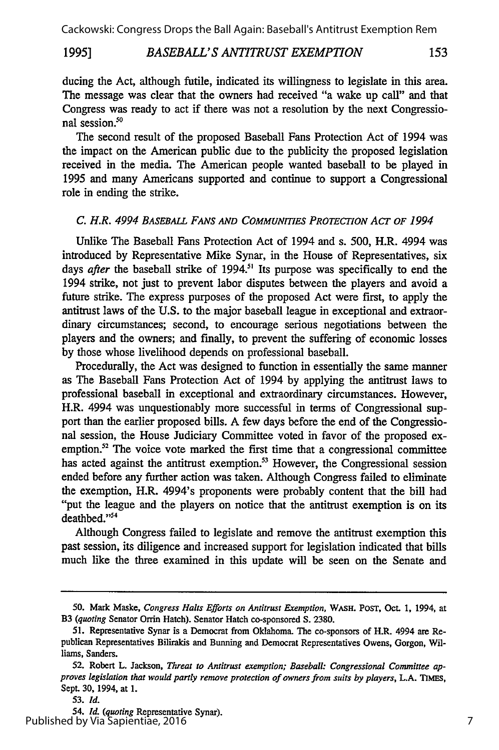ducing the Act, although futile, indicated its willingness to legislate in this area. The message was clear that the owners had received "a wake up call" and that Congress was ready to act if there was not a resolution by the next Congressional session.[50]

The second result of the proposed Baseball Fans Protection Act of 1994 was the impact on the American public due to the publicity the proposed legislation received in the media. The American people wanted baseball to be played in 1995 and many Americans supported and continue to support a Congressional role in ending the strike.

### C. H.R. 4994 Baseball Fans and Communities Protection Act of 1994

Unlike The Baseball Fans Protection Act of 1994 and s. 500, H.R. 4994 was introduced by Representative Mike Synar, in the House of Representatives, six days *after* the baseball strike of 1994.[51] Its purpose was specifically to end the 1994 strike, not just to prevent labor disputes between the players and avoid a future strike. The express purposes of the proposed Act were first, to apply the antitrust laws of the U.S. to the major baseball league in exceptional and extraordinary circumstances; second, to encourage serious negotiations between the players and the owners; and finally, to prevent the suffering of economic losses by those whose livelihood depends on professional baseball.

Procedurally, the Act was designed to function in essentially the same manner as The Baseball Fans Protection Act of 1994 by applying the antitrust laws to professional baseball in exceptional and extraordinary circumstances. However, H.R. 4994 was unquestionably more successful in terms of Congressional support than the earlier proposed bills. A few days before the end of the Congressional session, the House Judiciary Committee voted in favor of the proposed exemption.[52] The voice vote marked the first time that a congressional committee has acted against the antitrust exemption.[53] However, the Congressional session ended before any further action was taken. Although Congress failed to eliminate the exemption, H.R. 4994's proponents were probably content that the bill had "put the league and the players on notice that the antitrust exemption is on its deathbed."[54]

Although Congress failed to legislate and remove the antitrust exemption this past session, its diligence and increased support for legislation indicated that bills much like the three examined in this update will be seen on the Senate and

---

50. Mark Maske, *Congress Halts Efforts on Antitrust Exemption*, WASH. POST, Oct. 1, 1994, at B3 (*quoting* Senator Orrin Hatch). Senator Hatch co-sponsored S. 2380.

51. Representative Synar is a Democrat from Oklahoma. The co-sponsors of H.R. 4994 are Republican Representatives Bilirakis and Bunning and Democrat Representatives Owens, Gorgon, Williams, Sanders.

52. Robert L. Jackson, *Threat to Antitrust exemption; Baseball: Congressional Committee approves legislation that would partly remove protection of owners from suits by players*, L.A. TIMES, Sept. 30, 1994, at 1.

53. *Id.*

54. *Id.* (*quoting* Representative Synar).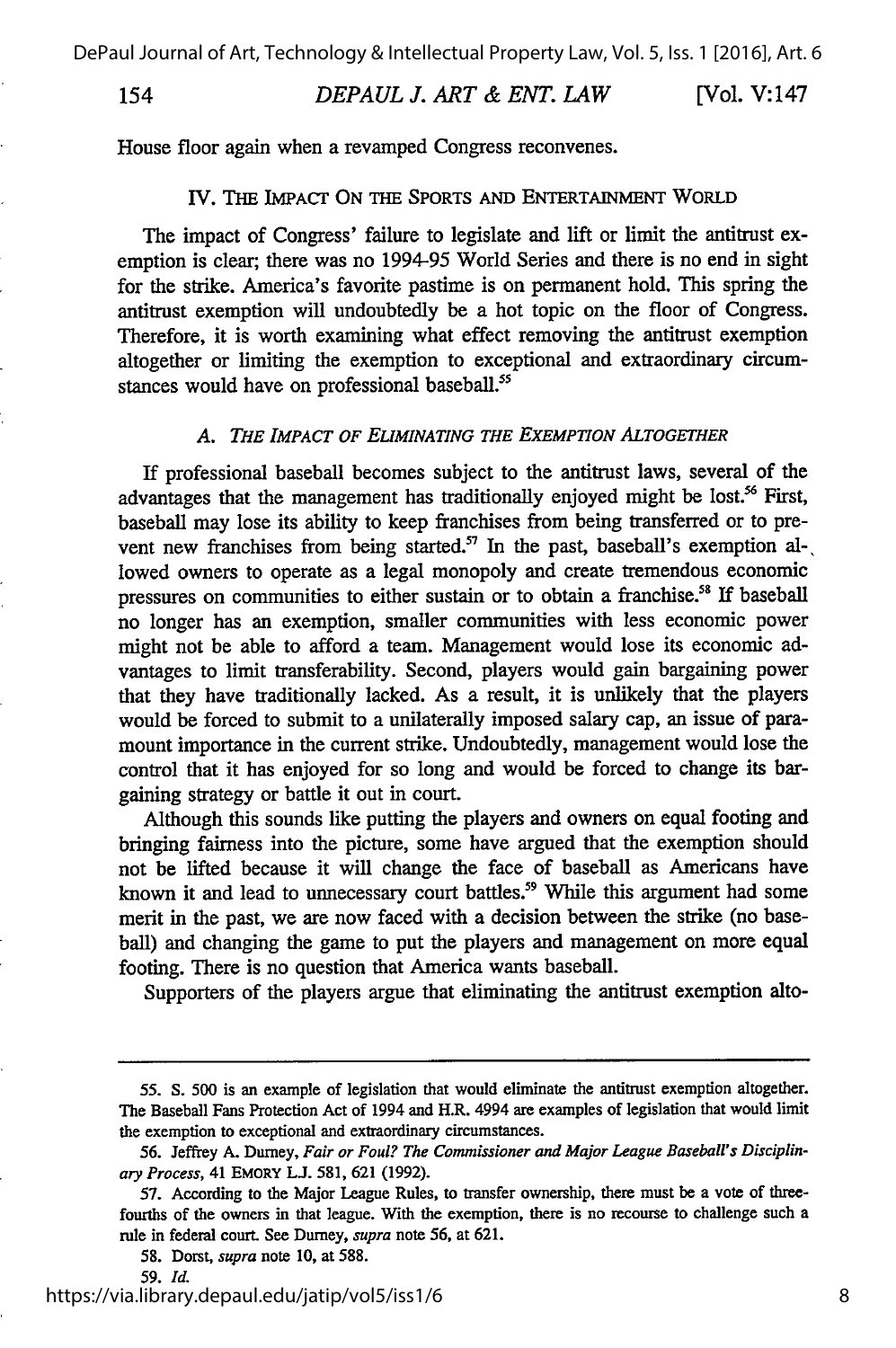House floor again when a revamped Congress reconvenes.

## IV. The Impact On the Sports and Entertainment World

The impact of Congress' failure to legislate and lift or limit the antitrust exemption is clear; there was no 1994-95 World Series and there is no end in sight for the strike. America's favorite pastime is on permanent hold. This spring the antitrust exemption will undoubtedly be a hot topic on the floor of Congress. Therefore, it is worth examining what effect removing the antitrust exemption altogether or limiting the exemption to exceptional and extraordinary circumstances would have on professional baseball.[55]

### *A. The Impact of Eliminating the Exemption Altogether*

If professional baseball becomes subject to the antitrust laws, several of the advantages that the management has traditionally enjoyed might be lost.[56] First, baseball may lose its ability to keep franchises from being transferred or to prevent new franchises from being started.[57] In the past, baseball's exemption allowed owners to operate as a legal monopoly and create tremendous economic pressures on communities to either sustain or to obtain a franchise.[58] If baseball no longer has an exemption, smaller communities with less economic power might not be able to afford a team. Management would lose its economic advantages to limit transferability. Second, players would gain bargaining power that they have traditionally lacked. As a result, it is unlikely that the players would be forced to submit to a unilaterally imposed salary cap, an issue of paramount importance in the current strike. Undoubtedly, management would lose the control that it has enjoyed for so long and would be forced to change its bargaining strategy or battle it out in court.

Although this sounds like putting the players and owners on equal footing and bringing fairness into the picture, some have argued that the exemption should not be lifted because it will change the face of baseball as Americans have known it and lead to unnecessary court battles.[59] While this argument had some merit in the past, we are now faced with a decision between the strike (no baseball) and changing the game to put the players and management on more equal footing. There is no question that America wants baseball.

Supporters of the players argue that eliminating the antitrust exemption alto-

---

55. S. 500 is an example of legislation that would eliminate the antitrust exemption altogether. The Baseball Fans Protection Act of 1994 and H.R. 4994 are examples of legislation that would limit the exemption to exceptional and extraordinary circumstances.

56. Jeffrey A. Durney, *Fair or Foul? The Commissioner and Major League Baseball's Disciplinary Process*, 41 Emory L.J. 581, 621 (1992).

57. According to the Major League Rules, to transfer ownership, there must be a vote of three-fourths of the owners in that league. With the exemption, there is no recourse to challenge such a rule in federal court. See Durney, *supra* note 56, at 621.

58. Dorst, *supra* note 10, at 588.

59. *Id.*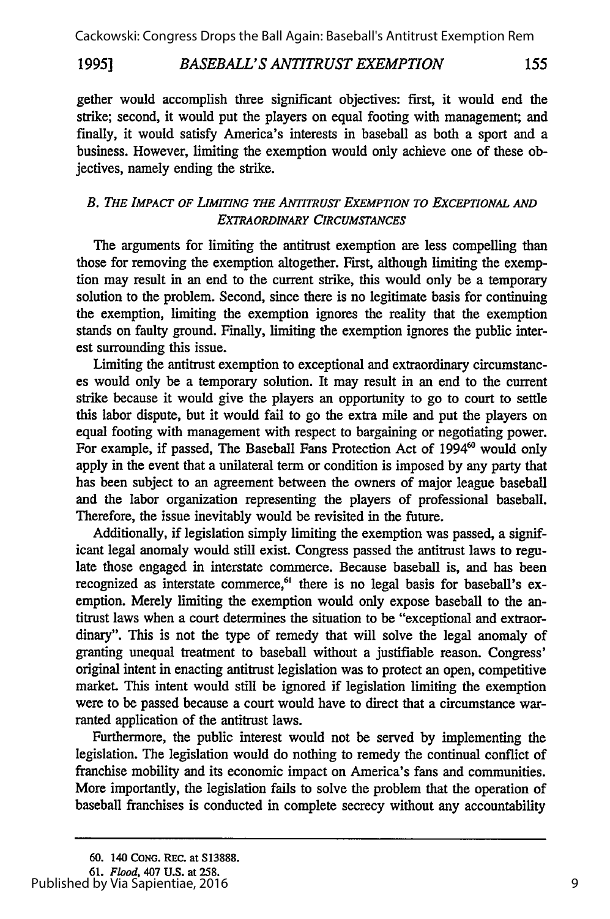gether would accomplish three significant objectives: first, it would end the strike; second, it would put the players on equal footing with management; and finally, it would satisfy America's interests in baseball as both a sport and a business. However, limiting the exemption would only achieve one of these objectives, namely ending the strike.

### *B. The Impact of Limiting the Antitrust Exemption to Exceptional and Extraordinary Circumstances*

The arguments for limiting the antitrust exemption are less compelling than those for removing the exemption altogether. First, although limiting the exemption may result in an end to the current strike, this would only be a temporary solution to the problem. Second, since there is no legitimate basis for continuing the exemption, limiting the exemption ignores the reality that the exemption stands on faulty ground. Finally, limiting the exemption ignores the public interest surrounding this issue.

Limiting the antitrust exemption to exceptional and extraordinary circumstances would only be a temporary solution. It may result in an end to the current strike because it would give the players an opportunity to go to court to settle this labor dispute, but it would fail to go the extra mile and put the players on equal footing with management with respect to bargaining or negotiating power. For example, if passed, The Baseball Fans Protection Act of 1994[60] would only apply in the event that a unilateral term or condition is imposed by any party that has been subject to an agreement between the owners of major league baseball and the labor organization representing the players of professional baseball. Therefore, the issue inevitably would be revisited in the future.

Additionally, if legislation simply limiting the exemption was passed, a significant legal anomaly would still exist. Congress passed the antitrust laws to regulate those engaged in interstate commerce. Because baseball is, and has been recognized as interstate commerce,[61] there is no legal basis for baseball's exemption. Merely limiting the exemption would only expose baseball to the antitrust laws when a court determines the situation to be "exceptional and extraordinary". This is not the type of remedy that will solve the legal anomaly of granting unequal treatment to baseball without a justifiable reason. Congress' original intent in enacting antitrust legislation was to protect an open, competitive market. This intent would still be ignored if legislation limiting the exemption were to be passed because a court would have to direct that a circumstance warranted application of the antitrust laws.

Furthermore, the public interest would not be served by implementing the legislation. The legislation would do nothing to remedy the continual conflict of franchise mobility and its economic impact on America's fans and communities. More importantly, the legislation fails to solve the problem that the operation of baseball franchises is conducted in complete secrecy without any accountability

---

60. 140 Cong. Rec. at S13888.

61. *Flood*, 407 U.S. at 258.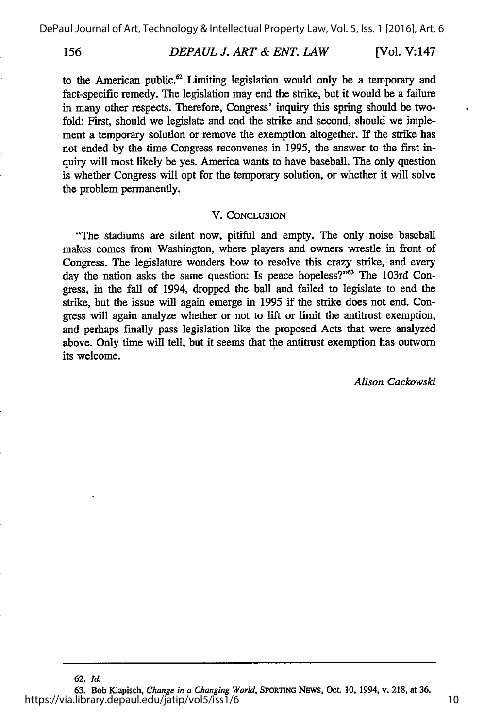to the American public.[62] Limiting legislation would only be a temporary and fact-specific remedy. The legislation may end the strike, but it would be a failure in many other respects. Therefore, Congress' inquiry this spring should be two-fold: First, should we legislate and end the strike and second, should we implement a temporary solution or remove the exemption altogether. If the strike has not ended by the time Congress reconvenes in 1995, the answer to the first inquiry will most likely be yes. America wants to have baseball. The only question is whether Congress will opt for the temporary solution, or whether it will solve the problem permanently.

## V. CONCLUSION

"The stadiums are silent now, pitiful and empty. The only noise baseball makes comes from Washington, where players and owners wrestle in front of Congress. The legislature wonders how to resolve this crazy strike, and every day the nation asks the same question: Is peace hopeless?"[63] The 103rd Congress, in the fall of 1994, dropped the ball and failed to legislate to end the strike, but the issue will again emerge in 1995 if the strike does not end. Congress will again analyze whether or not to lift or limit the antitrust exemption, and perhaps finally pass legislation like the proposed Acts that were analyzed above. Only time will tell, but it seems that the antitrust exemption has outworn its welcome.

*Alison Cackowski*

---

62. *Id.*

63. Bob Klapisch, *Change in a Changing World*, SPORTING NEWS, Oct. 10, 1994, v. 218, at 36.